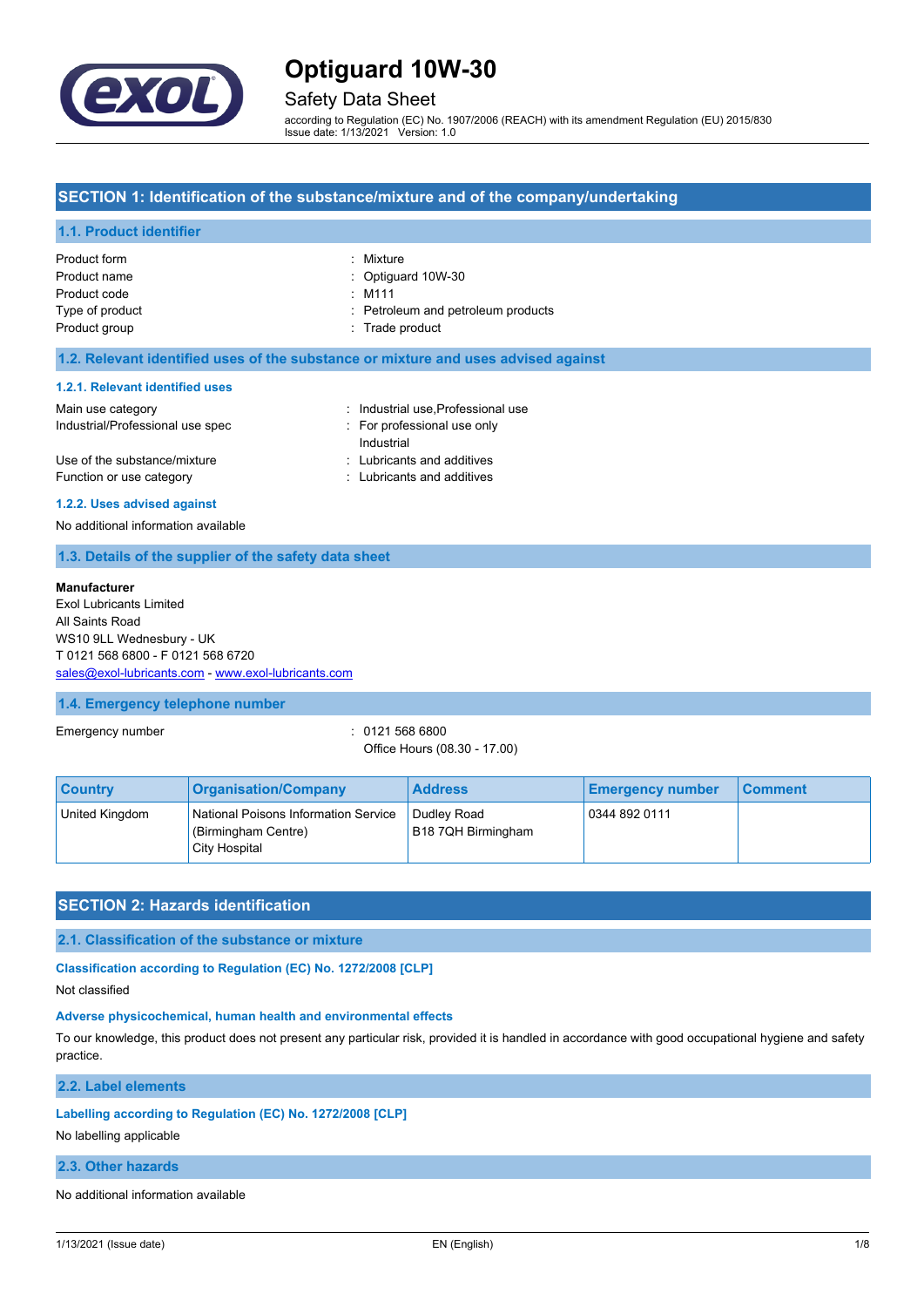# Optiguard 10W-30

## Safety Data Sheet

according to Regulation (EC) No. 1907/2006 (REACH) with its amendment Regulation (EU) 2015/830
Issue date: 1/13/2021 Version: 1.0

## SECTION 1: Identification of the substance/mixture and of the company/undertaking

### 1.1. Product identifier

Product form : Mixture
Product name : Optiguard 10W-30
Product code : M111
Type of product : Petroleum and petroleum products
Product group : Trade product

### 1.2. Relevant identified uses of the substance or mixture and uses advised against

#### 1.2.1. Relevant identified uses

Main use category : Industrial use,Professional use
Industrial/Professional use spec : For professional use only
Industrial
Use of the substance/mixture : Lubricants and additives
Function or use category : Lubricants and additives

#### 1.2.2. Uses advised against

No additional information available

### 1.3. Details of the supplier of the safety data sheet

**Manufacturer**
Exol Lubricants Limited
All Saints Road
WS10 9LL Wednesbury - UK
T 0121 568 6800 - F 0121 568 6720
sales@exol-lubricants.com - www.exol-lubricants.com

### 1.4. Emergency telephone number

Emergency number : 0121 568 6800
Office Hours (08.30 - 17.00)

| Country | Organisation/Company | Address | Emergency number | Comment |
|---|---|---|---|---|
| United Kingdom | National Poisons Information Service (Birmingham Centre) City Hospital | Dudley Road B18 7QH Birmingham | 0344 892 0111 | |

## SECTION 2: Hazards identification

### 2.1. Classification of the substance or mixture

#### Classification according to Regulation (EC) No. 1272/2008 [CLP]

Not classified

#### Adverse physicochemical, human health and environmental effects

To our knowledge, this product does not present any particular risk, provided it is handled in accordance with good occupational hygiene and safety practice.

### 2.2. Label elements

#### Labelling according to Regulation (EC) No. 1272/2008 [CLP]

No labelling applicable

### 2.3. Other hazards

No additional information available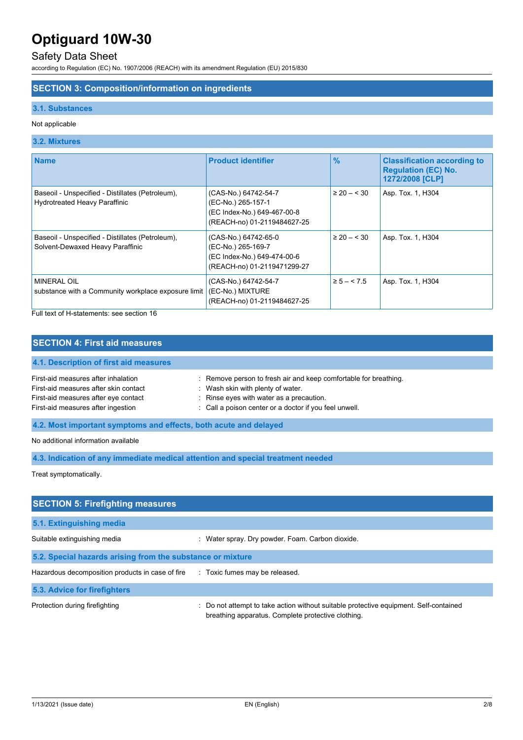## SECTION 3: Composition/information on ingredients

### 3.1. Substances

Not applicable

### 3.2. Mixtures

| Name | Product identifier | % | Classification according to Regulation (EC) No. 1272/2008 [CLP] |
|---|---|---|---|
| Baseoil - Unspecified - Distillates (Petroleum), Hydrotreated Heavy Paraffinic | (CAS-No.) 64742-54-7<br>(EC-No.) 265-157-1<br>(EC Index-No.) 649-467-00-8<br>(REACH-no) 01-2119484627-25 | ≥ 20 – < 30 | Asp. Tox. 1, H304 |
| Baseoil - Unspecified - Distillates (Petroleum), Solvent-Dewaxed Heavy Paraffinic | (CAS-No.) 64742-65-0<br>(EC-No.) 265-169-7<br>(EC Index-No.) 649-474-00-6<br>(REACH-no) 01-2119471299-27 | ≥ 20 – < 30 | Asp. Tox. 1, H304 |
| MINERAL OIL<br>substance with a Community workplace exposure limit | (CAS-No.) 64742-54-7<br>(EC-No.) MIXTURE<br>(REACH-no) 01-2119484627-25 | ≥ 5 – < 7.5 | Asp. Tox. 1, H304 |

Full text of H-statements: see section 16

## SECTION 4: First aid measures

### 4.1. Description of first aid measures

First-aid measures after inhalation : Remove person to fresh air and keep comfortable for breathing.

First-aid measures after skin contact : Wash skin with plenty of water.

First-aid measures after eye contact : Rinse eyes with water as a precaution.

First-aid measures after ingestion : Call a poison center or a doctor if you feel unwell.

### 4.2. Most important symptoms and effects, both acute and delayed

No additional information available

### 4.3. Indication of any immediate medical attention and special treatment needed

Treat symptomatically.

## SECTION 5: Firefighting measures

### 5.1. Extinguishing media

Suitable extinguishing media : Water spray. Dry powder. Foam. Carbon dioxide.

### 5.2. Special hazards arising from the substance or mixture

Hazardous decomposition products in case of fire : Toxic fumes may be released.

### 5.3. Advice for firefighters

Protection during firefighting : Do not attempt to take action without suitable protective equipment. Self-contained breathing apparatus. Complete protective clothing.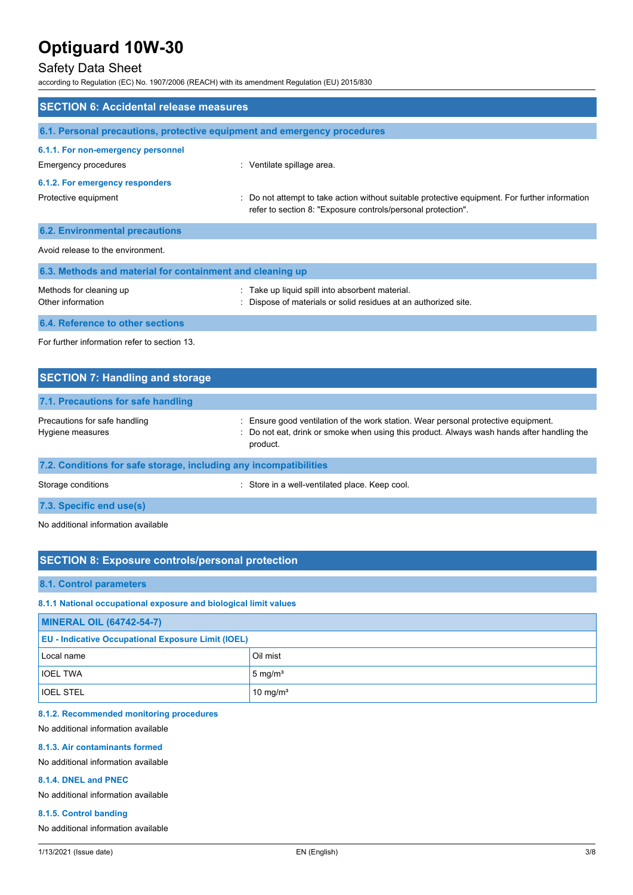## SECTION 6: Accidental release measures

### 6.1. Personal precautions, protective equipment and emergency procedures

#### 6.1.1. For non-emergency personnel

Emergency procedures : Ventilate spillage area.

#### 6.1.2. For emergency responders

Protective equipment : Do not attempt to take action without suitable protective equipment. For further information refer to section 8: "Exposure controls/personal protection".

### 6.2. Environmental precautions

Avoid release to the environment.

### 6.3. Methods and material for containment and cleaning up

Methods for cleaning up : Take up liquid spill into absorbent material.
Other information : Dispose of materials or solid residues at an authorized site.

### 6.4. Reference to other sections

For further information refer to section 13.

## SECTION 7: Handling and storage

### 7.1. Precautions for safe handling

Precautions for safe handling : Ensure good ventilation of the work station. Wear personal protective equipment.
Hygiene measures : Do not eat, drink or smoke when using this product. Always wash hands after handling the product.

### 7.2. Conditions for safe storage, including any incompatibilities

Storage conditions : Store in a well-ventilated place. Keep cool.

### 7.3. Specific end use(s)

No additional information available

## SECTION 8: Exposure controls/personal protection

### 8.1. Control parameters

#### 8.1.1 National occupational exposure and biological limit values

| MINERAL OIL (64742-54-7) | |
|---|---|
| **EU - Indicative Occupational Exposure Limit (IOEL)** | |
| Local name | Oil mist |
| IOEL TWA | 5 mg/m³ |
| IOEL STEL | 10 mg/m³ |

#### 8.1.2. Recommended monitoring procedures

No additional information available

#### 8.1.3. Air contaminants formed

No additional information available

#### 8.1.4. DNEL and PNEC

No additional information available

#### 8.1.5. Control banding

No additional information available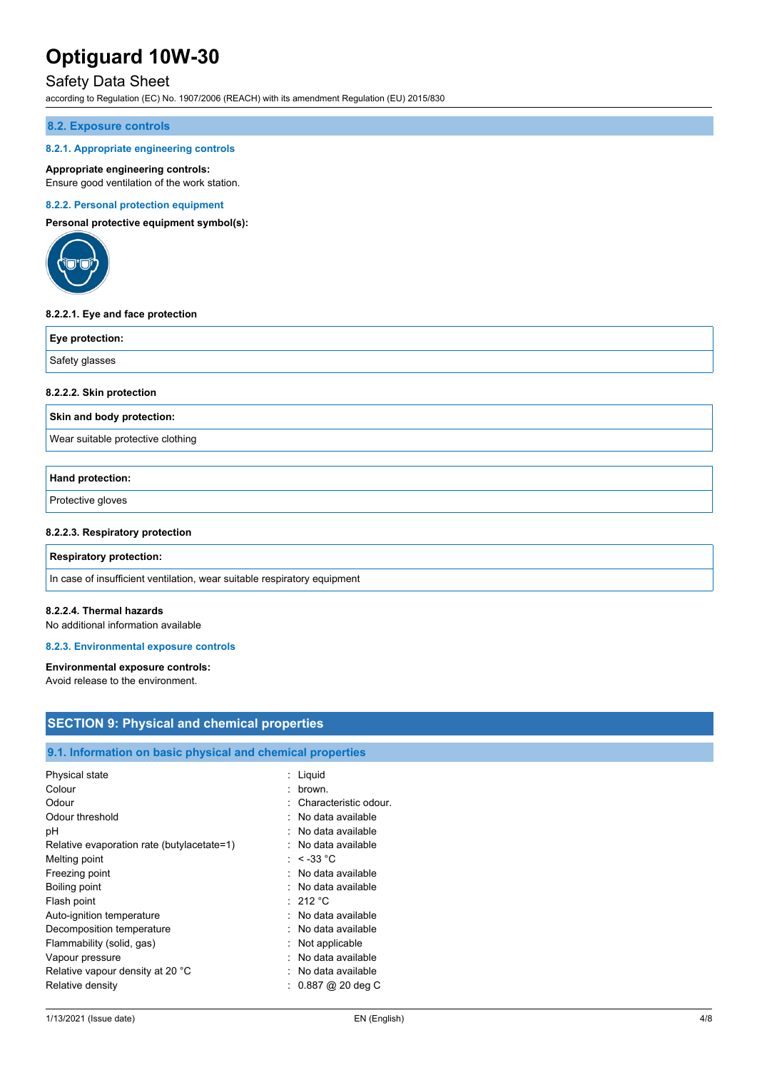### 8.2. Exposure controls

#### 8.2.1. Appropriate engineering controls

**Appropriate engineering controls:**
Ensure good ventilation of the work station.

#### 8.2.2. Personal protection equipment

**Personal protective equipment symbol(s):**

**8.2.2.1. Eye and face protection**

| Eye protection: |
|---|
| Safety glasses |

**8.2.2.2. Skin protection**

| Skin and body protection: |
|---|
| Wear suitable protective clothing |

| Hand protection: |
|---|
| Protective gloves |

**8.2.2.3. Respiratory protection**

| Respiratory protection: |
|---|
| In case of insufficient ventilation, wear suitable respiratory equipment |

**8.2.2.4. Thermal hazards**

No additional information available

#### 8.2.3. Environmental exposure controls

**Environmental exposure controls:**
Avoid release to the environment.

## SECTION 9: Physical and chemical properties

### 9.1. Information on basic physical and chemical properties

| | |
|---|---|
| Physical state | : Liquid |
| Colour | : brown. |
| Odour | : Characteristic odour. |
| Odour threshold | : No data available |
| pH | : No data available |
| Relative evaporation rate (butylacetate=1) | : No data available |
| Melting point | : < -33 °C |
| Freezing point | : No data available |
| Boiling point | : No data available |
| Flash point | : 212 °C |
| Auto-ignition temperature | : No data available |
| Decomposition temperature | : No data available |
| Flammability (solid, gas) | : Not applicable |
| Vapour pressure | : No data available |
| Relative vapour density at 20 °C | : No data available |
| Relative density | : 0.887 @ 20 deg C |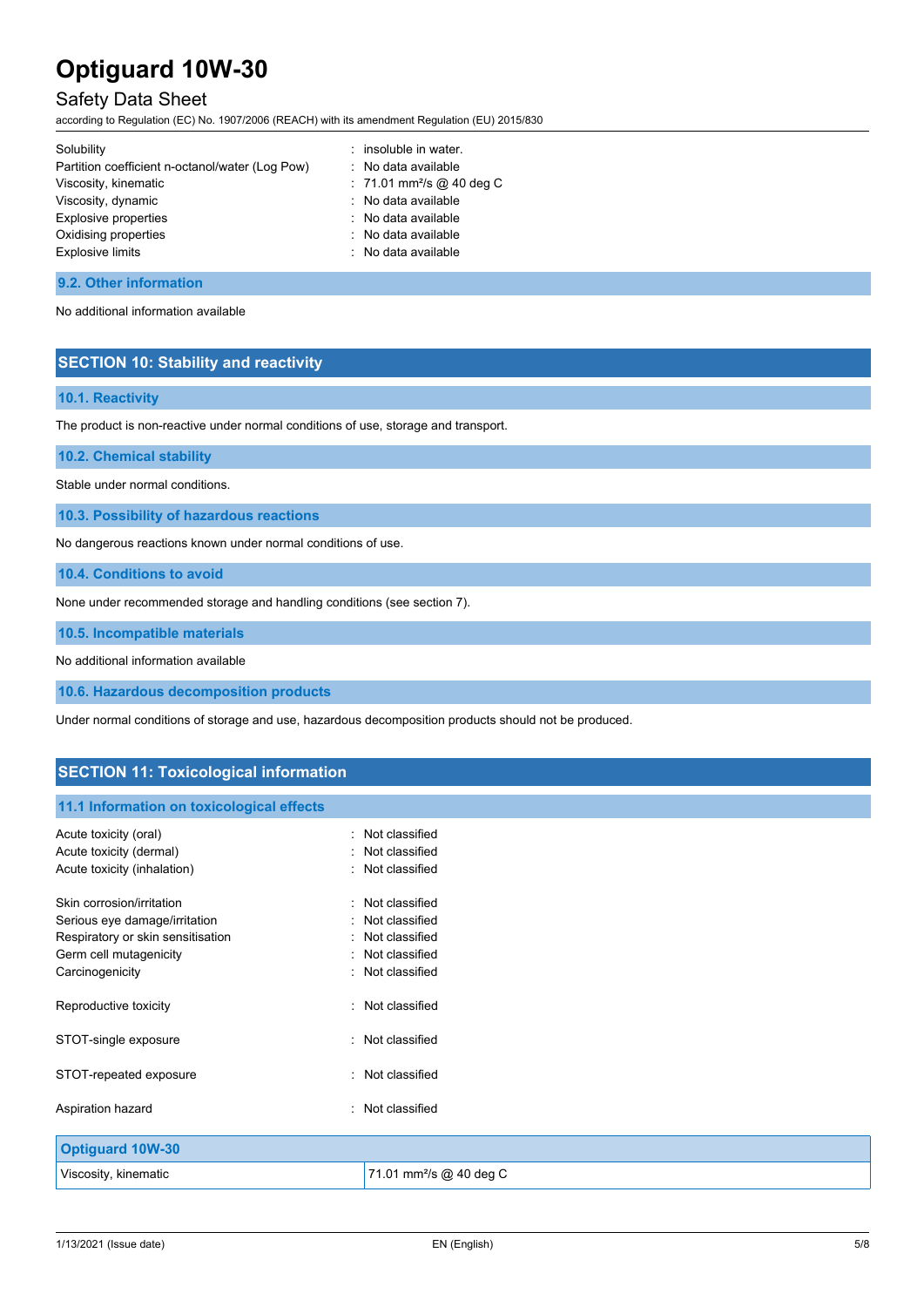| | |
|---|---|
| Solubility | : insoluble in water. |
| Partition coefficient n-octanol/water (Log Pow) | : No data available |
| Viscosity, kinematic | : 71.01 $mm^2/s$ @ 40 deg C |
| Viscosity, dynamic | : No data available |
| Explosive properties | : No data available |
| Oxidising properties | : No data available |
| Explosive limits | : No data available |

### 9.2. Other information

No additional information available

## SECTION 10: Stability and reactivity

### 10.1. Reactivity

The product is non-reactive under normal conditions of use, storage and transport.

### 10.2. Chemical stability

Stable under normal conditions.

### 10.3. Possibility of hazardous reactions

No dangerous reactions known under normal conditions of use.

### 10.4. Conditions to avoid

None under recommended storage and handling conditions (see section 7).

### 10.5. Incompatible materials

No additional information available

### 10.6. Hazardous decomposition products

Under normal conditions of storage and use, hazardous decomposition products should not be produced.

## SECTION 11: Toxicological information

### 11.1 Information on toxicological effects

| | |
|---|---|
| Acute toxicity (oral) | : Not classified |
| Acute toxicity (dermal) | : Not classified |
| Acute toxicity (inhalation) | : Not classified |
| Skin corrosion/irritation | : Not classified |
| Serious eye damage/irritation | : Not classified |
| Respiratory or skin sensitisation | : Not classified |
| Germ cell mutagenicity | : Not classified |
| Carcinogenicity | : Not classified |
| Reproductive toxicity | : Not classified |
| STOT-single exposure | : Not classified |
| STOT-repeated exposure | : Not classified |
| Aspiration hazard | : Not classified |

| Optiguard 10W-30 | |
|---|---|
| Viscosity, kinematic | 71.01 $mm^2/s$ @ 40 deg C |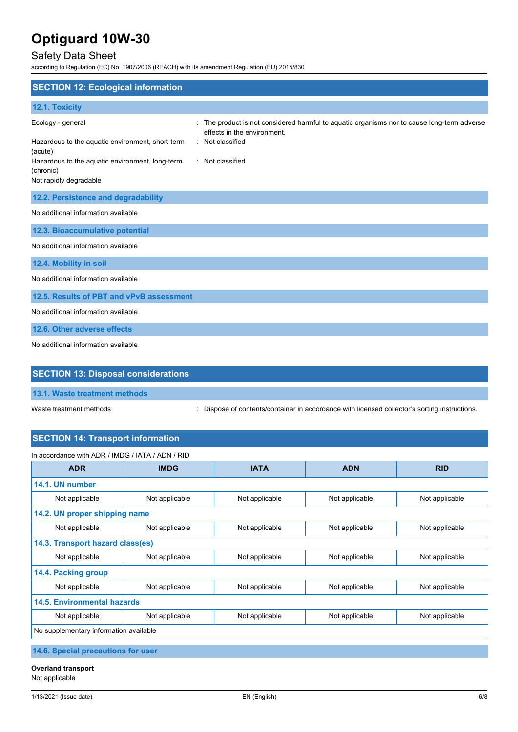## SECTION 12: Ecological information

### 12.1. Toxicity

Ecology - general : The product is not considered harmful to aquatic organisms nor to cause long-term adverse effects in the environment.

Hazardous to the aquatic environment, short-term (acute) : Not classified

Hazardous to the aquatic environment, long-term (chronic) : Not classified

Not rapidly degradable

### 12.2. Persistence and degradability

No additional information available

### 12.3. Bioaccumulative potential

No additional information available

### 12.4. Mobility in soil

No additional information available

### 12.5. Results of PBT and vPvB assessment

No additional information available

### 12.6. Other adverse effects

No additional information available

## SECTION 13: Disposal considerations

### 13.1. Waste treatment methods

Waste treatment methods : Dispose of contents/container in accordance with licensed collector's sorting instructions.

## SECTION 14: Transport information

In accordance with ADR / IMDG / IATA / ADN / RID

| ADR | IMDG | IATA | ADN | RID |
|---|---|---|---|---|
| **14.1. UN number** | | | | |
| Not applicable | Not applicable | Not applicable | Not applicable | Not applicable |
| **14.2. UN proper shipping name** | | | | |
| Not applicable | Not applicable | Not applicable | Not applicable | Not applicable |
| **14.3. Transport hazard class(es)** | | | | |
| Not applicable | Not applicable | Not applicable | Not applicable | Not applicable |
| **14.4. Packing group** | | | | |
| Not applicable | Not applicable | Not applicable | Not applicable | Not applicable |
| **14.5. Environmental hazards** | | | | |
| Not applicable | Not applicable | Not applicable | Not applicable | Not applicable |
| No supplementary information available | | | | |

### 14.6. Special precautions for user

**Overland transport**

Not applicable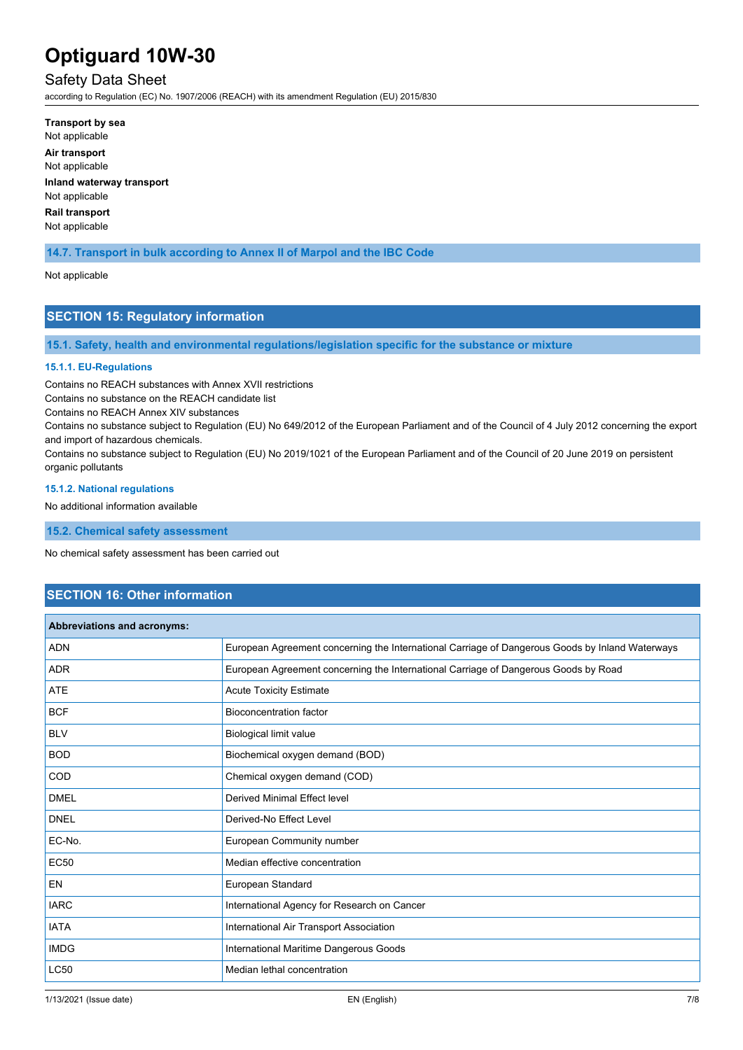**Transport by sea**

Not applicable

**Air transport**

Not applicable

**Inland waterway transport**

Not applicable

**Rail transport**

Not applicable

### 14.7. Transport in bulk according to Annex II of Marpol and the IBC Code

Not applicable

## SECTION 15: Regulatory information

### 15.1. Safety, health and environmental regulations/legislation specific for the substance or mixture

#### 15.1.1. EU-Regulations

Contains no REACH substances with Annex XVII restrictions

Contains no substance on the REACH candidate list

Contains no REACH Annex XIV substances

Contains no substance subject to Regulation (EU) No 649/2012 of the European Parliament and of the Council of 4 July 2012 concerning the export and import of hazardous chemicals.

Contains no substance subject to Regulation (EU) No 2019/1021 of the European Parliament and of the Council of 20 June 2019 on persistent organic pollutants

#### 15.1.2. National regulations

No additional information available

### 15.2. Chemical safety assessment

No chemical safety assessment has been carried out

## SECTION 16: Other information

| Abbreviations and acronyms: | |
|---|---|
| ADN | European Agreement concerning the International Carriage of Dangerous Goods by Inland Waterways |
| ADR | European Agreement concerning the International Carriage of Dangerous Goods by Road |
| ATE | Acute Toxicity Estimate |
| BCF | Bioconcentration factor |
| BLV | Biological limit value |
| BOD | Biochemical oxygen demand (BOD) |
| COD | Chemical oxygen demand (COD) |
| DMEL | Derived Minimal Effect level |
| DNEL | Derived-No Effect Level |
| EC-No. | European Community number |
| EC50 | Median effective concentration |
| EN | European Standard |
| IARC | International Agency for Research on Cancer |
| IATA | International Air Transport Association |
| IMDG | International Maritime Dangerous Goods |
| LC50 | Median lethal concentration |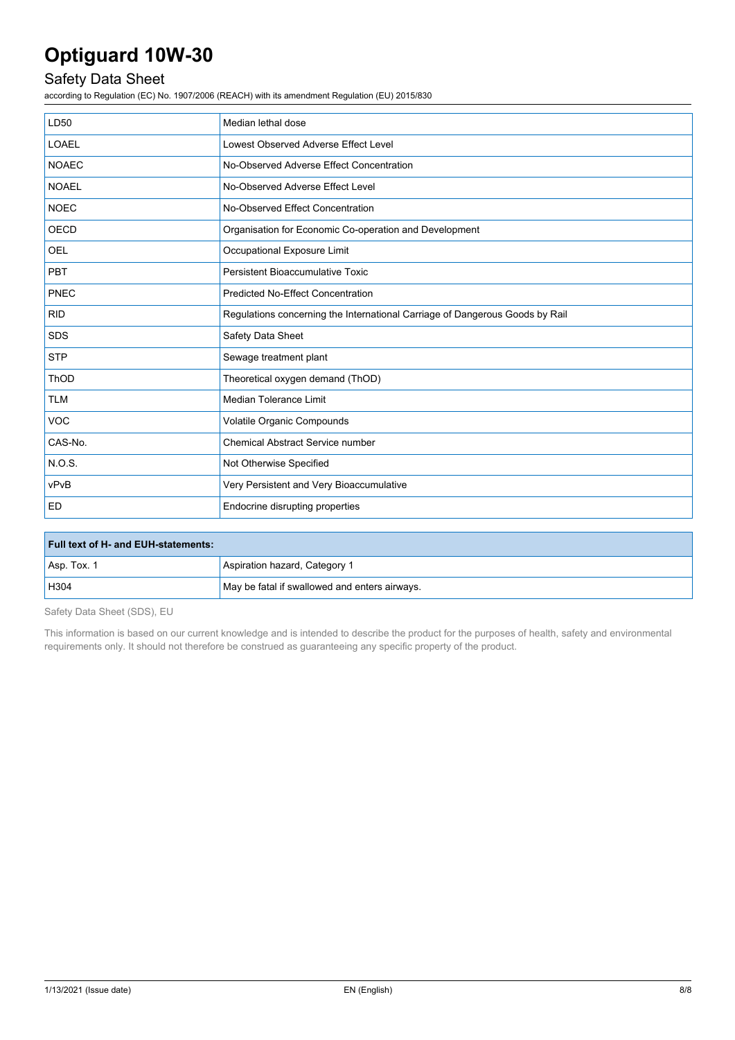| | |
|---|---|
| LD50 | Median lethal dose |
| LOAEL | Lowest Observed Adverse Effect Level |
| NOAEC | No-Observed Adverse Effect Concentration |
| NOAEL | No-Observed Adverse Effect Level |
| NOEC | No-Observed Effect Concentration |
| OECD | Organisation for Economic Co-operation and Development |
| OEL | Occupational Exposure Limit |
| PBT | Persistent Bioaccumulative Toxic |
| PNEC | Predicted No-Effect Concentration |
| RID | Regulations concerning the International Carriage of Dangerous Goods by Rail |
| SDS | Safety Data Sheet |
| STP | Sewage treatment plant |
| ThOD | Theoretical oxygen demand (ThOD) |
| TLM | Median Tolerance Limit |
| VOC | Volatile Organic Compounds |
| CAS-No. | Chemical Abstract Service number |
| N.O.S. | Not Otherwise Specified |
| vPvB | Very Persistent and Very Bioaccumulative |
| ED | Endocrine disrupting properties |

| **Full text of H- and EUH-statements:** | |
|---|---|
| Asp. Tox. 1 | Aspiration hazard, Category 1 |
| H304 | May be fatal if swallowed and enters airways. |

Safety Data Sheet (SDS), EU

This information is based on our current knowledge and is intended to describe the product for the purposes of health, safety and environmental requirements only. It should not therefore be construed as guaranteeing any specific property of the product.